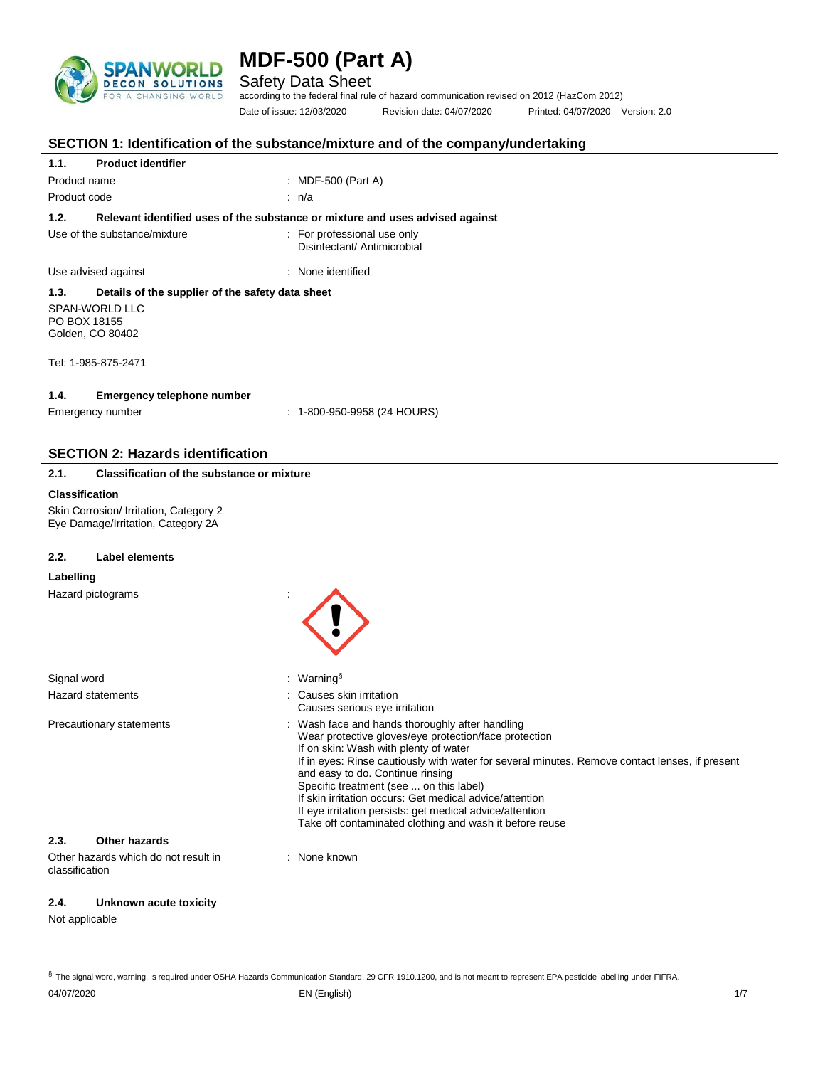# MDF-500 (Part A)

Safety Data Sheet

according to the federal final rule of hazard communication revised on 2012 (HazCom 2012)

Date of issue: 12/03/2020 Revision date: 04/07/2020 Printed: 04/07/2020 Version: 2.0

## SECTION 1: Identification of the substance/mixture and of the company/undertaking

### 1.1. Product identifier

Product name : MDF-500 (Part A)

Product code : n/a

### 1.2. Relevant identified uses of the substance or mixture and uses advised against

Use of the substance/mixture : For professional use only
Disinfectant/ Antimicrobial

Use advised against : None identified

### 1.3. Details of the supplier of the safety data sheet

SPAN-WORLD LLC
PO BOX 18155
Golden, CO 80402

Tel: 1-985-875-2471

### 1.4. Emergency telephone number

Emergency number : 1-800-950-9958 (24 HOURS)

## SECTION 2: Hazards identification

### 2.1. Classification of the substance or mixture

**Classification**

Skin Corrosion/ Irritation, Category 2
Eye Damage/Irritation, Category 2A

### 2.2. Label elements

**Labelling**

Hazard pictograms :

Signal word : Warning[§]

Hazard statements : Causes skin irritation
Causes serious eye irritation

Precautionary statements : Wash face and hands thoroughly after handling
Wear protective gloves/eye protection/face protection
If on skin: Wash with plenty of water
If in eyes: Rinse cautiously with water for several minutes. Remove contact lenses, if present and easy to do. Continue rinsing
Specific treatment (see ... on this label)
If skin irritation occurs: Get medical advice/attention
If eye irritation persists: get medical advice/attention
Take off contaminated clothing and wash it before reuse

### 2.3. Other hazards

Other hazards which do not result in classification : None known

### 2.4. Unknown acute toxicity

Not applicable

[§] The signal word, warning, is required under OSHA Hazards Communication Standard, 29 CFR 1910.1200, and is not meant to represent EPA pesticide labelling under FIFRA.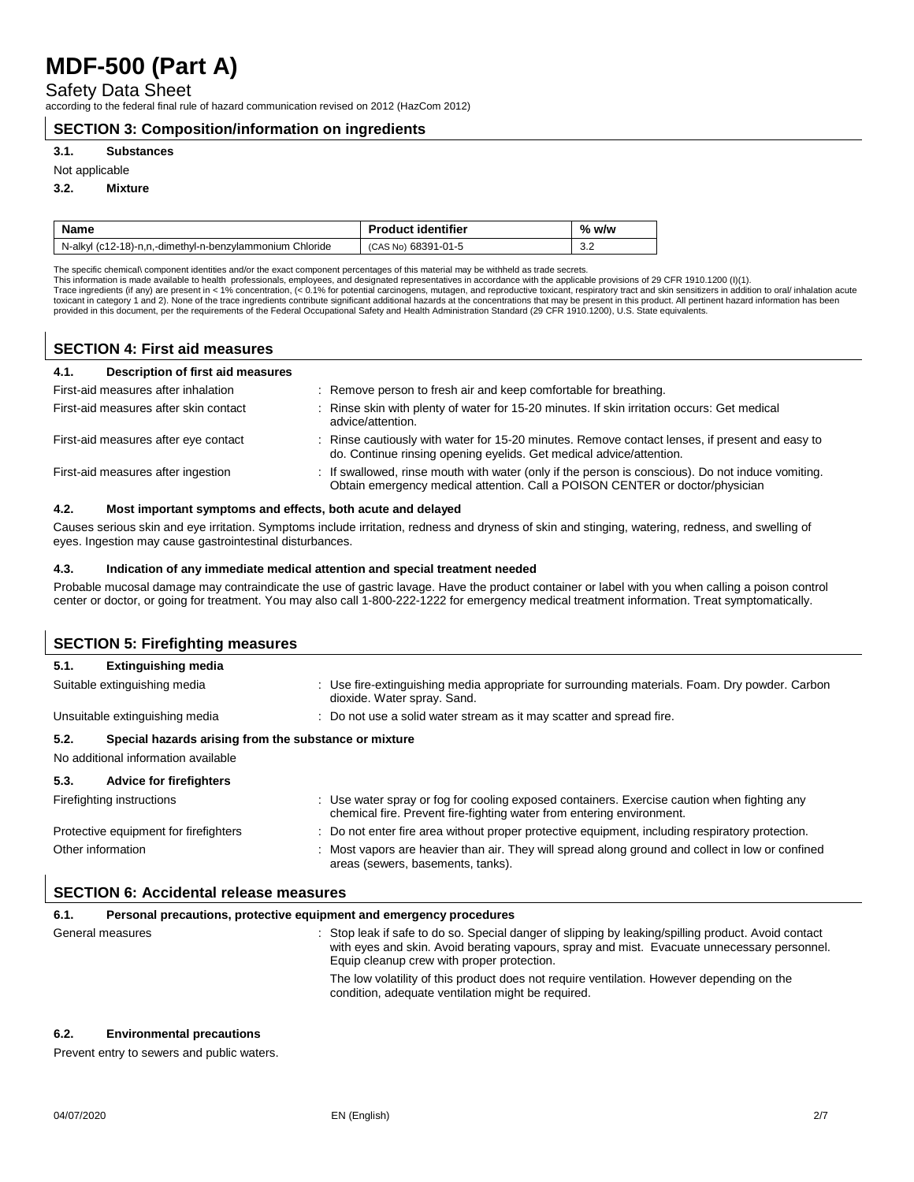## SECTION 3: Composition/information on ingredients

### 3.1. Substances

Not applicable

### 3.2. Mixture

| Name | Product identifier | % w/w |
|---|---|---|
| N-alkyl (c12-18)-n,n,-dimethyl-n-benzylammonium Chloride | (CAS No) 68391-01-5 | 3.2 |

The specific chemical\ component identities and/or the exact component percentages of this material may be withheld as trade secrets.
This information is made available to health professionals, employees, and designated representatives in accordance with the applicable provisions of 29 CFR 1910.1200 (I)(1).
Trace ingredients (if any) are present in < 1% concentration, (< 0.1% for potential carcinogens, mutagen, and reproductive toxicant, respiratory tract and skin sensitizers in addition to oral/ inhalation acute toxicant in category 1 and 2). None of the trace ingredients contribute significant additional hazards at the concentrations that may be present in this product. All pertinent hazard information has been provided in this document, per the requirements of the Federal Occupational Safety and Health Administration Standard (29 CFR 1910.1200), U.S. State equivalents.

## SECTION 4: First aid measures

### 4.1. Description of first aid measures

First-aid measures after inhalation : Remove person to fresh air and keep comfortable for breathing.

First-aid measures after skin contact : Rinse skin with plenty of water for 15-20 minutes. If skin irritation occurs: Get medical advice/attention.

First-aid measures after eye contact : Rinse cautiously with water for 15-20 minutes. Remove contact lenses, if present and easy to do. Continue rinsing opening eyelids. Get medical advice/attention.

First-aid measures after ingestion : If swallowed, rinse mouth with water (only if the person is conscious). Do not induce vomiting. Obtain emergency medical attention. Call a POISON CENTER or doctor/physician

### 4.2. Most important symptoms and effects, both acute and delayed

Causes serious skin and eye irritation. Symptoms include irritation, redness and dryness of skin and stinging, watering, redness, and swelling of eyes. Ingestion may cause gastrointestinal disturbances.

### 4.3. Indication of any immediate medical attention and special treatment needed

Probable mucosal damage may contraindicate the use of gastric lavage. Have the product container or label with you when calling a poison control center or doctor, or going for treatment. You may also call 1-800-222-1222 for emergency medical treatment information. Treat symptomatically.

## SECTION 5: Firefighting measures

### 5.1. Extinguishing media

Suitable extinguishing media : Use fire-extinguishing media appropriate for surrounding materials. Foam. Dry powder. Carbon dioxide. Water spray. Sand.

Unsuitable extinguishing media : Do not use a solid water stream as it may scatter and spread fire.

### 5.2. Special hazards arising from the substance or mixture

No additional information available

### 5.3. Advice for firefighters

Firefighting instructions : Use water spray or fog for cooling exposed containers. Exercise caution when fighting any chemical fire. Prevent fire-fighting water from entering environment.

Protective equipment for firefighters : Do not enter fire area without proper protective equipment, including respiratory protection.

Other information : Most vapors are heavier than air. They will spread along ground and collect in low or confined areas (sewers, basements, tanks).

## SECTION 6: Accidental release measures

### 6.1. Personal precautions, protective equipment and emergency procedures

General measures : Stop leak if safe to do so. Special danger of slipping by leaking/spilling product. Avoid contact with eyes and skin. Avoid berating vapours, spray and mist. Evacuate unnecessary personnel. Equip cleanup crew with proper protection.

The low volatility of this product does not require ventilation. However depending on the condition, adequate ventilation might be required.

### 6.2. Environmental precautions

Prevent entry to sewers and public waters.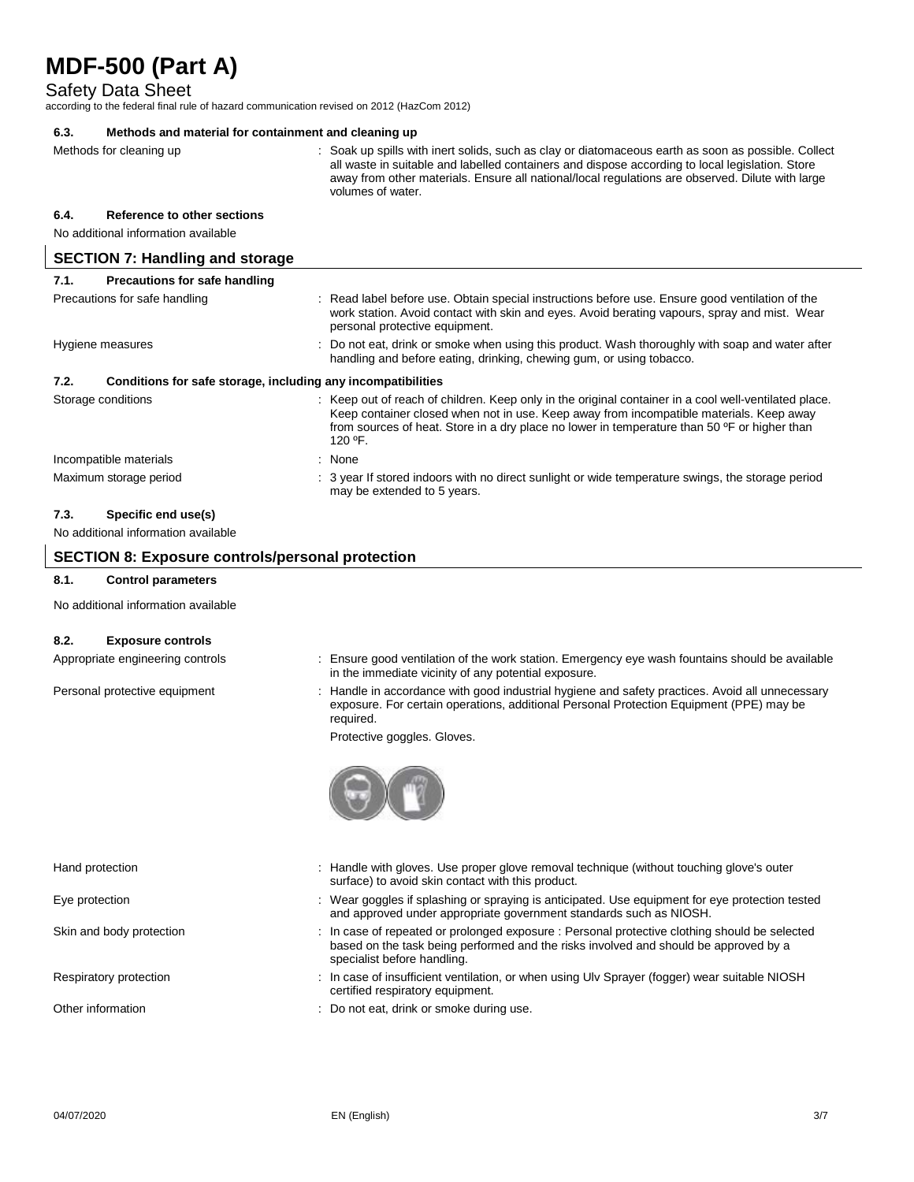### 6.3. Methods and material for containment and cleaning up

| | |
|---|---|
| Methods for cleaning up | : Soak up spills with inert solids, such as clay or diatomaceous earth as soon as possible. Collect all waste in suitable and labelled containers and dispose according to local legislation. Store away from other materials. Ensure all national/local regulations are observed. Dilute with large volumes of water. |

### 6.4. Reference to other sections

No additional information available

## SECTION 7: Handling and storage

### 7.1. Precautions for safe handling

| | |
|---|---|
| Precautions for safe handling | : Read label before use. Obtain special instructions before use. Ensure good ventilation of the work station. Avoid contact with skin and eyes. Avoid berating vapours, spray and mist. Wear personal protective equipment. |
| Hygiene measures | : Do not eat, drink or smoke when using this product. Wash thoroughly with soap and water after handling and before eating, drinking, chewing gum, or using tobacco. |

### 7.2. Conditions for safe storage, including any incompatibilities

| | |
|---|---|
| Storage conditions | : Keep out of reach of children. Keep only in the original container in a cool well-ventilated place. Keep container closed when not in use. Keep away from incompatible materials. Keep away from sources of heat. Store in a dry place no lower in temperature than 50 ºF or higher than 120 ºF. |
| Incompatible materials | : None |
| Maximum storage period | : 3 year If stored indoors with no direct sunlight or wide temperature swings, the storage period may be extended to 5 years. |

### 7.3. Specific end use(s)

No additional information available

## SECTION 8: Exposure controls/personal protection

### 8.1. Control parameters

No additional information available

### 8.2. Exposure controls

| | |
|---|---|
| Appropriate engineering controls | : Ensure good ventilation of the work station. Emergency eye wash fountains should be available in the immediate vicinity of any potential exposure. |
| Personal protective equipment | : Handle in accordance with good industrial hygiene and safety practices. Avoid all unnecessary exposure. For certain operations, additional Personal Protection Equipment (PPE) may be required.<br>Protective goggles. Gloves. |
| Hand protection | : Handle with gloves. Use proper glove removal technique (without touching glove's outer surface) to avoid skin contact with this product. |
| Eye protection | : Wear goggles if splashing or spraying is anticipated. Use equipment for eye protection tested and approved under appropriate government standards such as NIOSH. |
| Skin and body protection | : In case of repeated or prolonged exposure : Personal protective clothing should be selected based on the task being performed and the risks involved and should be approved by a specialist before handling. |
| Respiratory protection | : In case of insufficient ventilation, or when using Ulv Sprayer (fogger) wear suitable NIOSH certified respiratory equipment. |
| Other information | : Do not eat, drink or smoke during use. |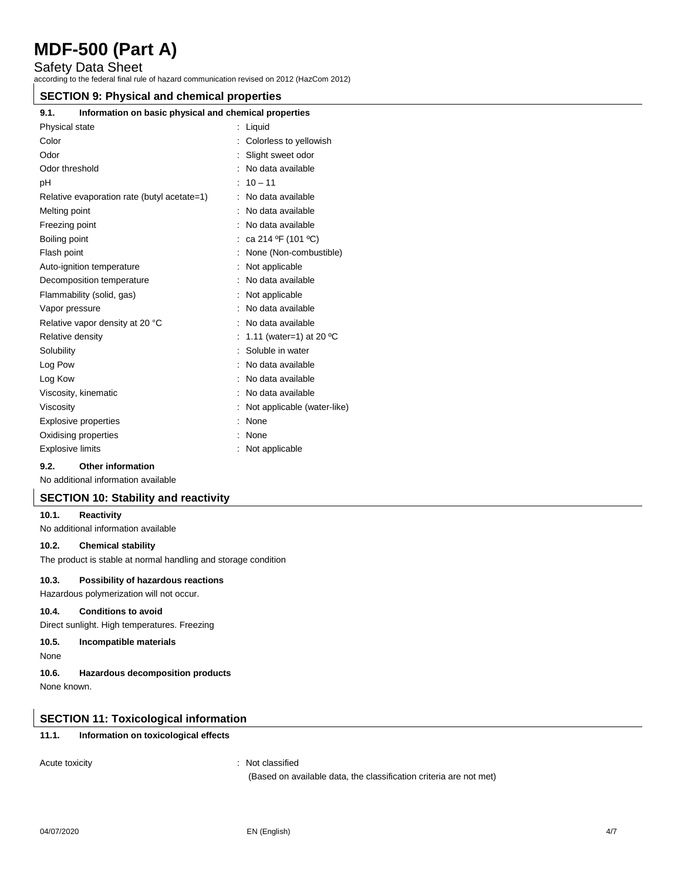# MDF-500 (Part A)

Safety Data Sheet

according to the federal final rule of hazard communication revised on 2012 (HazCom 2012)

## SECTION 9: Physical and chemical properties

### 9.1. Information on basic physical and chemical properties

| Property | Value |
|---|---|
| Physical state | : Liquid |
| Color | : Colorless to yellowish |
| Odor | : Slight sweet odor |
| Odor threshold | : No data available |
| pH | : 10 – 11 |
| Relative evaporation rate (butyl acetate=1) | : No data available |
| Melting point | : No data available |
| Freezing point | : No data available |
| Boiling point | : ca 214 ºF (101 ºC) |
| Flash point | : None (Non-combustible) |
| Auto-ignition temperature | : Not applicable |
| Decomposition temperature | : No data available |
| Flammability (solid, gas) | : Not applicable |
| Vapor pressure | : No data available |
| Relative vapor density at 20 °C | : No data available |
| Relative density | : 1.11 (water=1) at 20 ºC |
| Solubility | : Soluble in water |
| Log Pow | : No data available |
| Log Kow | : No data available |
| Viscosity, kinematic | : No data available |
| Viscosity | : Not applicable (water-like) |
| Explosive properties | : None |
| Oxidising properties | : None |
| Explosive limits | : Not applicable |

### 9.2. Other information

No additional information available

## SECTION 10: Stability and reactivity

### 10.1. Reactivity

No additional information available

### 10.2. Chemical stability

The product is stable at normal handling and storage condition

### 10.3. Possibility of hazardous reactions

Hazardous polymerization will not occur.

### 10.4. Conditions to avoid

Direct sunlight. High temperatures. Freezing

### 10.5. Incompatible materials

None

### 10.6. Hazardous decomposition products

None known.

## SECTION 11: Toxicological information

### 11.1. Information on toxicological effects

Acute toxicity : Not classified

(Based on available data, the classification criteria are not met)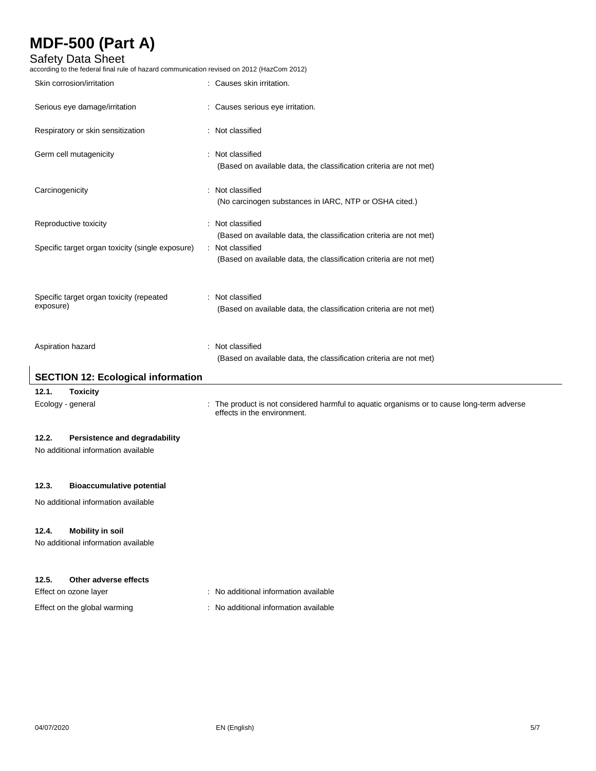| | |
|---|---|
| Skin corrosion/irritation | : Causes skin irritation. |
| Serious eye damage/irritation | : Causes serious eye irritation. |
| Respiratory or skin sensitization | : Not classified |
| Germ cell mutagenicity | : Not classified<br>(Based on available data, the classification criteria are not met) |
| Carcinogenicity | : Not classified<br>(No carcinogen substances in IARC, NTP or OSHA cited.) |
| Reproductive toxicity | : Not classified<br>(Based on available data, the classification criteria are not met) |
| Specific target organ toxicity (single exposure) | : Not classified<br>(Based on available data, the classification criteria are not met) |
| Specific target organ toxicity (repeated exposure) | : Not classified<br>(Based on available data, the classification criteria are not met) |
| Aspiration hazard | : Not classified<br>(Based on available data, the classification criteria are not met) |

## SECTION 12: Ecological information

### 12.1. Toxicity

| | |
|---|---|
| Ecology - general | : The product is not considered harmful to aquatic organisms or to cause long-term adverse effects in the environment. |

### 12.2. Persistence and degradability

No additional information available

### 12.3. Bioaccumulative potential

No additional information available

### 12.4. Mobility in soil

No additional information available

### 12.5. Other adverse effects

| | |
|---|---|
| Effect on ozone layer | : No additional information available |
| Effect on the global warming | : No additional information available |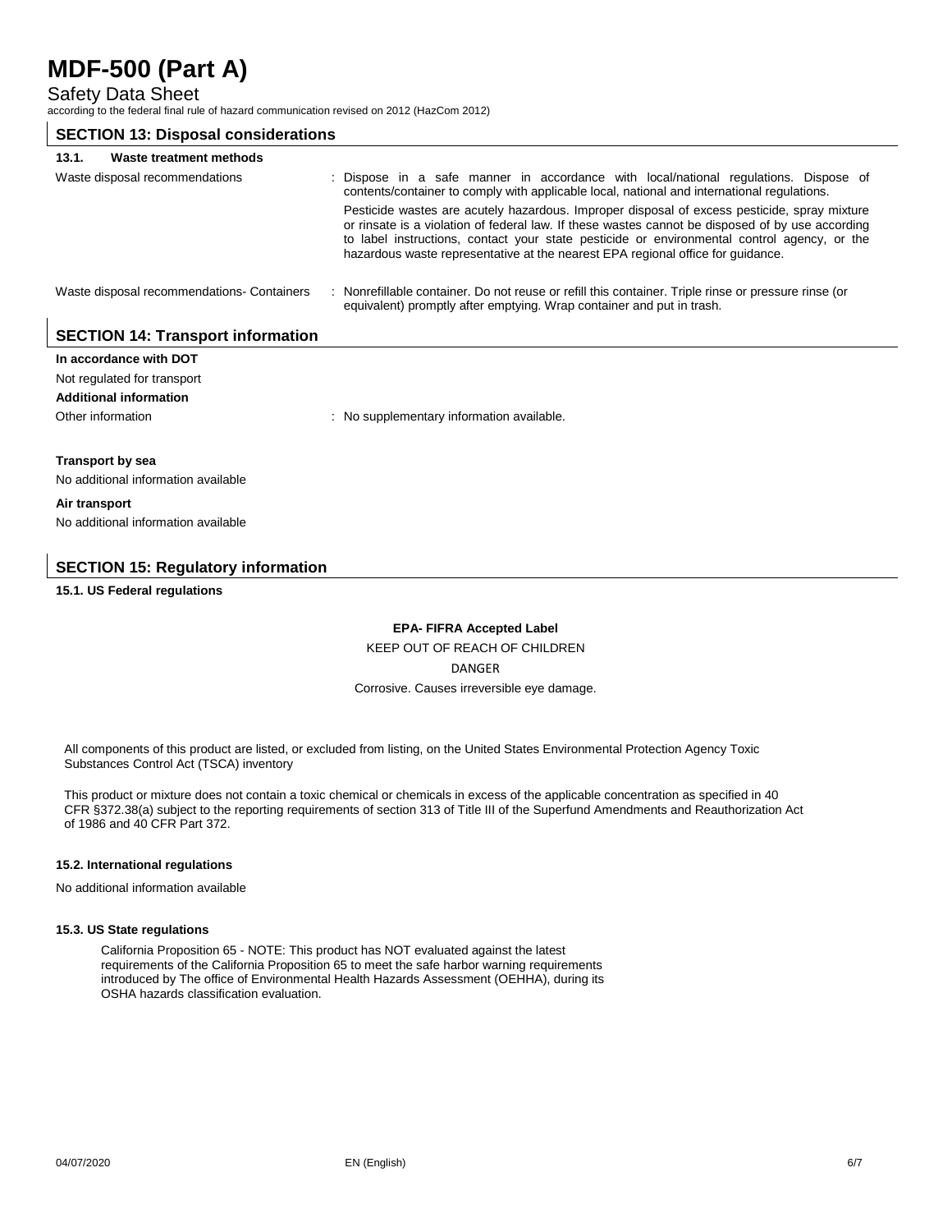## SECTION 13: Disposal considerations

### 13.1. Waste treatment methods

Waste disposal recommendations : Dispose in a safe manner in accordance with local/national regulations. Dispose of contents/container to comply with applicable local, national and international regulations.

Pesticide wastes are acutely hazardous. Improper disposal of excess pesticide, spray mixture or rinsate is a violation of federal law. If these wastes cannot be disposed of by use according to label instructions, contact your state pesticide or environmental control agency, or the hazardous waste representative at the nearest EPA regional office for guidance.

Waste disposal recommendations- Containers : Nonrefillable container. Do not reuse or refill this container. Triple rinse or pressure rinse (or equivalent) promptly after emptying. Wrap container and put in trash.

## SECTION 14: Transport information

**In accordance with DOT**

Not regulated for transport

**Additional information**

Other information : No supplementary information available.

**Transport by sea**

No additional information available

**Air transport**

No additional information available

## SECTION 15: Regulatory information

### 15.1. US Federal regulations

**EPA- FIFRA Accepted Label**

KEEP OUT OF REACH OF CHILDREN

DANGER

Corrosive. Causes irreversible eye damage.

All components of this product are listed, or excluded from listing, on the United States Environmental Protection Agency Toxic Substances Control Act (TSCA) inventory

This product or mixture does not contain a toxic chemical or chemicals in excess of the applicable concentration as specified in 40 CFR §372.38(a) subject to the reporting requirements of section 313 of Title III of the Superfund Amendments and Reauthorization Act of 1986 and 40 CFR Part 372.

### 15.2. International regulations

No additional information available

### 15.3. US State regulations

California Proposition 65 - NOTE: This product has NOT evaluated against the latest requirements of the California Proposition 65 to meet the safe harbor warning requirements introduced by The office of Environmental Health Hazards Assessment (OEHHA), during its OSHA hazards classification evaluation.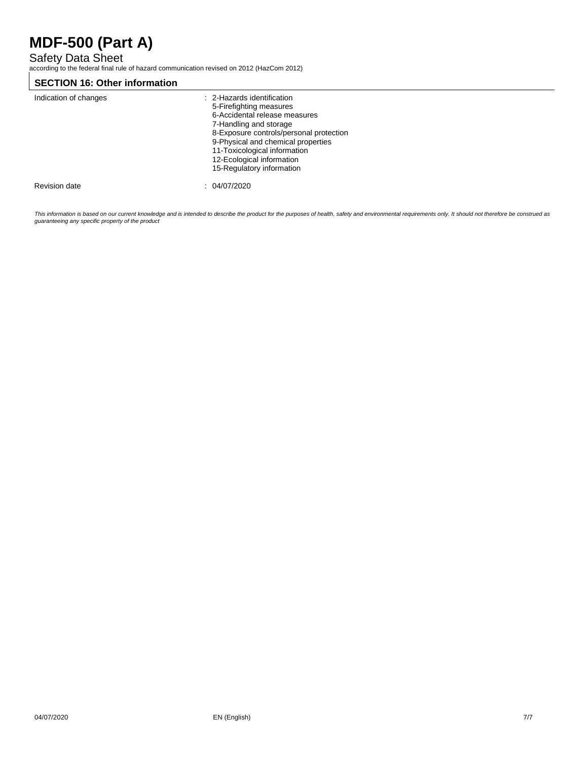# MDF-500 (Part A)

Safety Data Sheet

according to the federal final rule of hazard communication revised on 2012 (HazCom 2012)

## SECTION 16: Other information

| | |
|---|---|
| Indication of changes | : 2-Hazards identification<br>5-Firefighting measures<br>6-Accidental release measures<br>7-Handling and storage<br>8-Exposure controls/personal protection<br>9-Physical and chemical properties<br>11-Toxicological information<br>12-Ecological information<br>15-Regulatory information |
| Revision date | : 04/07/2020 |

*This information is based on our current knowledge and is intended to describe the product for the purposes of health, safety and environmental requirements only. It should not therefore be construed as guaranteeing any specific property of the product*